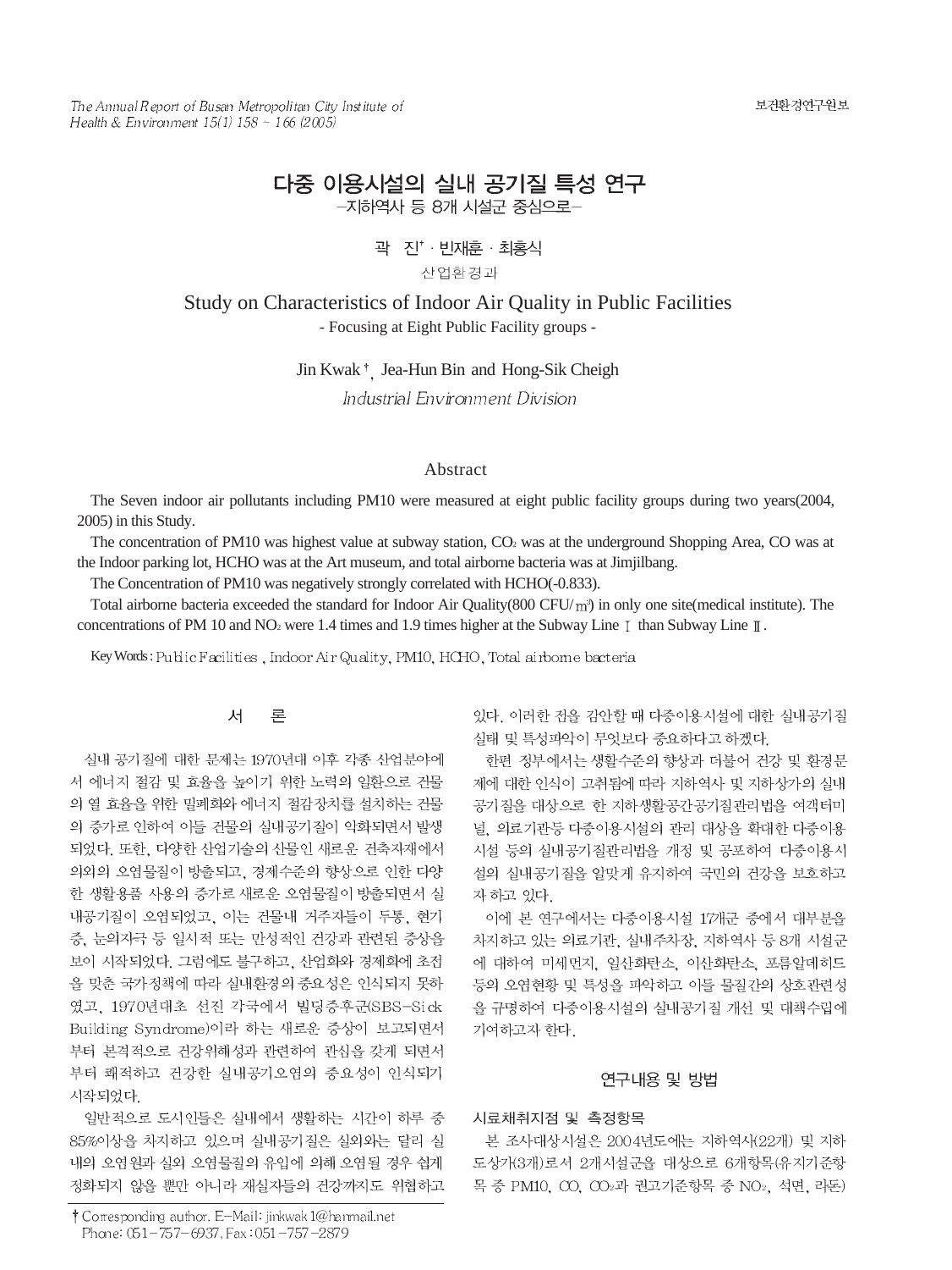# 다중 이용시설의 실내 공기질 특성 연구

–지하역사 등 8개 시설군 중심으로–

곽 진[†] · 빈재훈 · 최홍식

산업환경과

# Study on Characteristics of Indoor Air Quality in Public Facilities

- Focusing at Eight Public Facility groups -

Jin Kwak [†], Jea-Hun Bin and Hong-Sik Cheigh

*Industrial Environment Division*

## Abstract

The Seven indoor air pollutants including PM10 were measured at eight public facility groups during two years(2004, 2005) in this Study.

The concentration of PM10 was highest value at subway station, $CO_2$ was at the underground Shopping Area, CO was at the Indoor parking lot, HCHO was at the Art museum, and total airborne bacteria was at Jimjilbang.

The Concentration of PM10 was negatively strongly correlated with HCHO(-0.833).

Total airborne bacteria exceeded the standard for Indoor Air Quality(800 CFU/㎥) in only one site(medical institute). The concentrations of PM 10 and $NO_2$ were 1.4 times and 1.9 times higher at the Subway Line Ⅰ than Subway Line Ⅱ.

Key Words : Public Facilities , Indoor Air Quality, PM10, HCHO, Total airborne bacteria

## 서 론

실내 공기질에 대한 문제는 1970년대 이후 각종 산업분야에서 에너지 절감 및 효율을 높이기 위한 노력의 일환으로 건물의 열 효율을 위한 밀폐화와 에너지 절감장치를 설치하는 건물의 증가로 인하여 이들 건물의 실내공기질이 악화되면서 발생되었다. 또한, 다양한 산업기술의 산물인 새로운 건축자재에서 의외의 오염물질이 방출되고, 경제수준의 향상으로 인한 다양한 생활용품 사용의 증가로 새로운 오염물질이 방출되면서 실내공기질이 오염되었고, 이는 건물내 거주자들이 두통, 현기증, 눈의자극 등 일시적 또는 만성적인 건강과 관련된 증상을 보이 시작되었다. 그럼에도 불구하고, 산업화와 경제화에 초점을 맞춘 국가정책에 따라 실내환경의 중요성은 인식되지 못하였고, 1970년대초 선진 각국에서 빌딩증후군(SBS-Sick Building Syndrome)이라 하는 새로운 증상이 보고되면서 부터 본격적으로 건강위해성과 관련하여 관심을 갖게 되면서 부터 쾌적하고 건강한 실내공기오염의 중요성이 인식되기 시작되었다.

일반적으로 도시인들은 실내에서 생활하는 시간이 하루 중 85%이상을 차지하고 있으며 실내공기질은 실외와는 달리 실내의 오염원과 실외 오염물질의 유입에 의해 오염될 경우 쉽게 정화되지 않을 뿐만 아니라 재실자들의 건강까지도 위협하고 있다. 이러한 점을 감안할 때 다중이용시설에 대한 실내공기질 실태 및 특성파악이 무엇보다 중요하다고 하겠다.

한편 정부에서는 생활수준의 향상과 더불어 건강 및 환경문제에 대한 인식이 고취됨에 따라 지하역사 및 지하상가의 실내공기질을 대상으로 한 지하생활공간공기질관리법을 여객터미널, 의료기관등 다중이용시설의 관리 대상을 확대한 다중이용시설 등의 실내공기질관리법을 개정 및 공포하여 다중이용시설의 실내공기질을 알맞게 유지하여 국민의 건강을 보호하고자 하고 있다.

이에 본 연구에서는 다중이용시설 17개군 중에서 대부분을 차지하고 있는 의료기관, 실내주차장, 지하역사 등 8개 시설군에 대하여 미세먼지, 일산화탄소, 이산화탄소, 포름알데히드 등의 오염현황 및 특성을 파악하고 이들 물질간의 상호관련성을 규명하여 다중이용시설의 실내공기질 개선 및 대책수립에 기여하고자 한다.

## 연구내용 및 방법

### 시료채취지점 및 측정항목

본 조사대상시설은 2004년도에는 지하역사(22개) 및 지하도상가(3개)로서 2개시설군을 대상으로 6개항목(유지기준항목 중 PM10, CO, $CO_2$과 권고기준항목 중 $NO_2$, 석면, 라돈)

† Corresponding author. E-Mail: jinkwak1@hanmail.net
Phone: 051-757-6937, Fax : 051-757-2879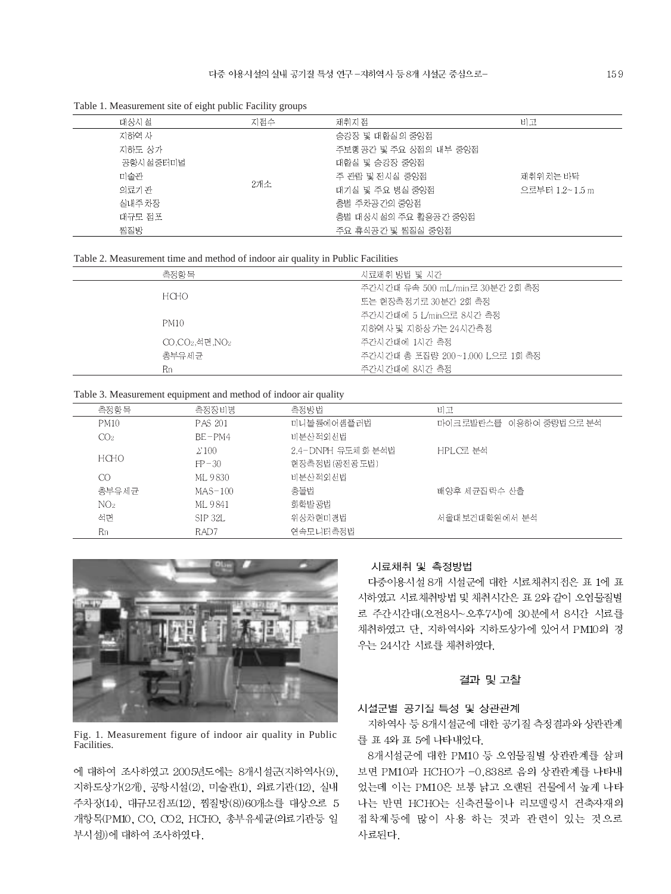Table 1. Measurement site of eight public Facility groups

| 대상시설 | 지점수 | 채취지점 | 비고 |
|---|---|---|---|
| 지하역사 | 2개소 | 승강장 및 대합실의 중앙점 | 채취위치는 바닥으로부터 1.2~1.5 m |
| 지하도 상가 | | 주보행공간 및 주요 상점의 내부 중앙점 | |
| 공항시설중터미널 | | 대합실 및 승강장 중앙점 | |
| 미술관 | | 주 관람 및 전시실 중앙점 | |
| 의료기관 | | 대기실 및 주요 병실 중앙점 | |
| 실내주차장 | | 층별 주차공간의 중앙점 | |
| 대규모 점포 | | 층별 대상시설의 주요 활용공간 중앙점 | |
| 찜질방 | | 주요 휴식공간 및 찜질실 중앙점 | |

Table 2. Measurement time and method of indoor air quality in Public Facilities

| 측정항목 | 시료채취 방법 및 시간 |
|---|---|
| HCHO | 주간시간대 유속 500 mL/min로 30분간 2회 측정<br>또는 현장측정기로 30분간 2회 측정 |
| PM10 | 주간시간대에 5 L/min으로 8시간 측정<br>지하역사 및 지하상가는 24시간측정 |
| CO,$CO_2$,석면,$NO_2$ | 주간시간대에 1시간 측정 |
| 총부유세균 | 주간시간대 총 포집량 200~1,000 L으로 1회 측정 |
| Rn | 주간시간대에 8시간 측정 |

Table 3. Measurement equipment and method of indoor air quality

| 측정항목 | 측정장비명 | 측정방법 | 비고 |
|---|---|---|---|
| PM10 | PAS 201 | 미니볼륨에어샘플러법 | 마이크로발란스를 이용하여 중량법으로 분석 |
| $CO_2$ | BE-PM4 | 비분산적외선법 | |
| HCHO | Σ100 | 2,4-DNPH 유도체화 분석법 | HPLC로 분석 |
| | FP-30 | 현장측정법(광전광도법) | |
| CO | ML 9830 | 비분산적외선법 | |
| 총부유세균 | MAS-100 | 충돌법 | 배양후 세균집락수 산출 |
| $NO_2$ | ML 9841 | 화학발광법 | |
| 석면 | SIP 32L | 위상차현미경법 | 서울대보건대학원에서 분석 |
| Rn | RAD7 | 연속모니터측정법 | |

Fig. 1. Measurement figure of indoor air quality in Public Facilities.

에 대하여 조사하였고 2005년도에는 8개시설군(지하역사(9), 지하도상가(2개), 공항시설(2), 미술관(1), 의료기관(12), 실내주차장(14), 대규모점포(12), 찜질방(8))60개소를 대상으로 5개항목(PM10, CO, CO2, HCHO, 총부유세균(의료기관등 일부시설))에 대하여 조사하였다.

### 시료채취 및 측정방법

다중이용시설 8개 시설군에 대한 시료채취지점은 표 1에 표시하였고 시료채취방법 및 채취시간은 표 2와 같이 오염물질별로 주간시간대(오전8시~오후7시)에 30분에서 8시간 시료를 채취하였고 단, 지하역사와 지하도상가에 있어서 PM10의 경우는 24시간 시료를 채취하였다.

## 결과 및 고찰

### 시설군별 공기질 특성 및 상관관계

지하역사 등 8개시설군에 대한 공기질 측정결과와 상관관계를 표 4와 표 5에 나타내었다.

8개시설군에 대한 PM10 등 오염물질별 상관관계를 살펴보면 PM10과 HCHO가 −0.838로 음의 상관관계를 나타내었는데 이는 PM10은 보통 낡고 오랜된 건물에서 높게 나타나는 반면 HCHO는 신축건물이나 리모델링시 건축자재의 접착제등에 많이 사용 하는 것과 관련이 있는 것으로 사료된다.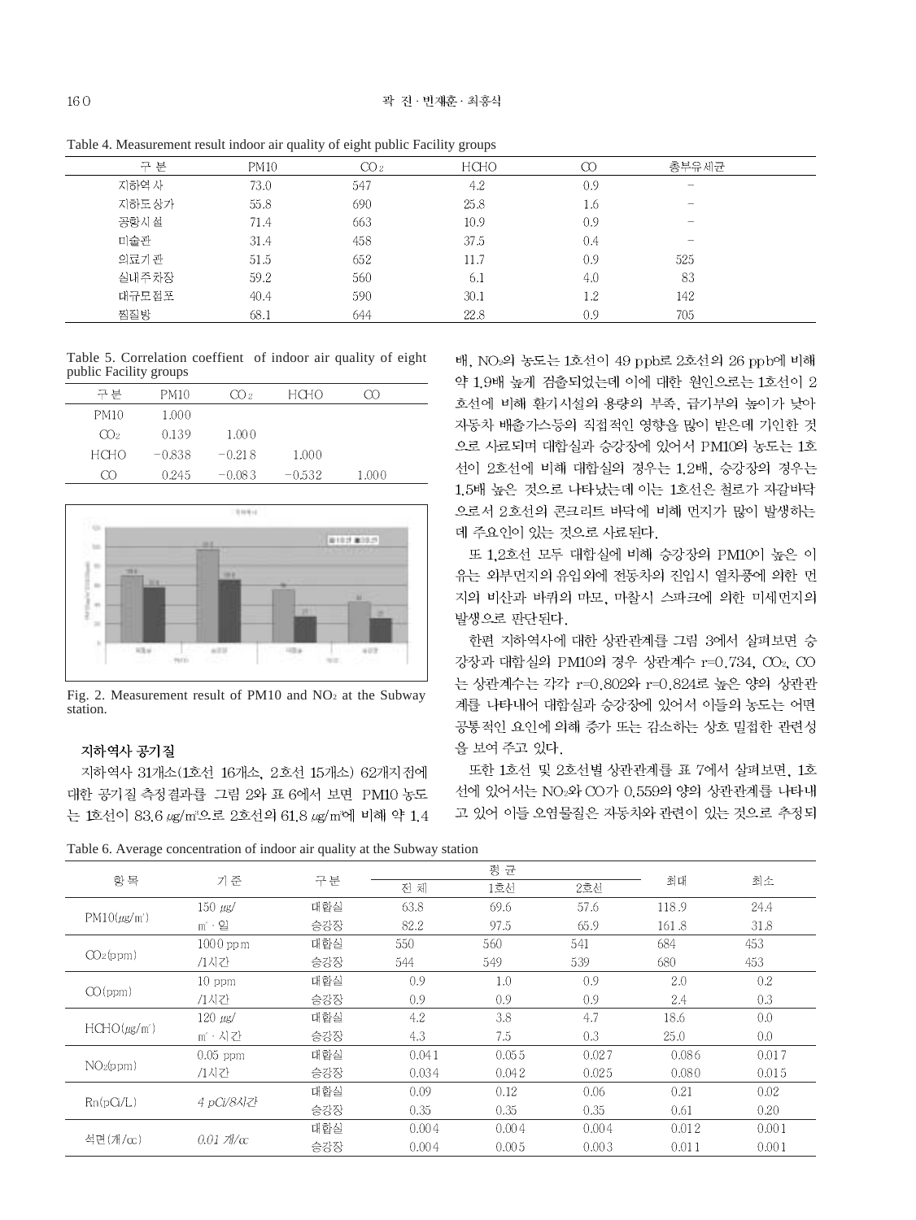Table 4. Measurement result indoor air quality of eight public Facility groups

| 구 분 | PM10 | $CO_2$ | HCHO | CO | 총부유세균 |
|---|---|---|---|---|---|
| 지하역사 | 73.0 | 547 | 4.2 | 0.9 | – |
| 지하도상가 | 55.8 | 690 | 25.8 | 1.6 | – |
| 공항시설 | 71.4 | 663 | 10.9 | 0.9 | – |
| 미술관 | 31.4 | 458 | 37.5 | 0.4 | – |
| 의료기관 | 51.5 | 652 | 11.7 | 0.9 | 525 |
| 실내주차장 | 59.2 | 560 | 6.1 | 4.0 | 83 |
| 대규모점포 | 40.4 | 590 | 30.1 | 1.2 | 142 |
| 찜질방 | 68.1 | 644 | 22.8 | 0.9 | 705 |

Table 5. Correlation coeffient of indoor air quality of eight public Facility groups

| 구 분 | PM10 | $CO_2$ | HCHO | CO |
|---|---|---|---|---|
| PM10 | 1.000 | | | |
| $CO_2$ | 0.139 | 1.000 | | |
| HCHO | −0.838 | −0.218 | 1.000 | |
| CO | 0.245 | −0.083 | −0.532 | 1.000 |

Fig. 2. Measurement result of PM10 and $NO_2$ at the Subway station.

### 지하역사 공기질

지하역사 31개소(1호선 16개소, 2호선 15개소) 62개지점에 대한 공기질 측정결과를 그림 2와 표 6에서 보면 PM10 농도는 1호선이 83.6 ㎍/㎥으로 2호선의 61.8 ㎍/㎥에 비해 약 1.4배, $NO_2$의 농도는 1호선이 49 ppb로 2호선의 26 ppb에 비해 약 1.9배 높게 검출되었는데 이에 대한 원인으로는 1호선이 2호선에 비해 환기시설의 용량의 부족, 급기부의 높이가 낮아 자동차 배출가스등의 직접적인 영향을 많이 받은데 기인한 것으로 사료되며 대합실과 승강장에 있어서 PM10의 농도는 1호선이 2호선에 비해 대합실의 경우는 1.2배, 승강장의 경우는 1.5배 높은 것으로 나타났는데 이는 1호선은 철로가 자갈바닥으로서 2호선의 콘크리트 바닥에 비해 먼지가 많이 발생하는데 주요인이 있는 것으로 사료된다.

또 1,2호선 모두 대합실에 비해 승강장의 PM10이 높은 이유는 외부먼지의 유입외에 전동차의 진입시 열차풍에 의한 먼지의 비산과 바퀴의 마모, 마찰시 스파크에 의한 미세먼지의 발생으로 판단된다.

한편 지하역사에 대한 상관관계를 그림 3에서 살펴보면 승강장과 대합실의 PM10의 경우 상관계수 r=0.734, $CO_2$, CO는 상관계수는 각각 r=0.802와 r=0.824로 높은 양의 상관관계를 나타내어 대합실과 승강장에 있어서 이들의 농도는 어떤 공통적인 요인에 의해 증가 또는 감소하는 상호 밀접한 관련성을 보여 주고 있다.

또한 1호선 및 2호선별 상관관계를 표 7에서 살펴보면, 1호선에 있어서는 $NO_2$와 CO가 0.559의 양의 상관관계를 나타내고 있어 이들 오염물질은 자동차와 관련이 있는 것으로 추정되

Table 6. Average concentration of indoor air quality at the Subway station

| 항 목 | 기 준 | 구분 | 평 균 | | | 최대 | 최소 |
|---|---|---|---|---|---|---|---|
| | | | 전 체 | 1호선 | 2호선 | | |
| PM10(㎍/㎥) | 150 ㎍/㎥ · 일 | 대합실 | 63.8 | 69.6 | 57.6 | 118.9 | 24.4 |
| | | 승강장 | 82.2 | 97.5 | 65.9 | 161.8 | 31.8 |
| $CO_2$(ppm) | 1000 ppm /1시간 | 대합실 | 550 | 560 | 541 | 684 | 453 |
| | | 승강장 | 544 | 549 | 539 | 680 | 453 |
| CO(ppm) | 10 ppm /1시간 | 대합실 | 0.9 | 1.0 | 0.9 | 2.0 | 0.2 |
| | | 승강장 | 0.9 | 0.9 | 0.9 | 2.4 | 0.3 |
| HCHO(㎍/㎥) | 120 ㎍/㎥ · 시간 | 대합실 | 4.2 | 3.8 | 4.7 | 18.6 | 0.0 |
| | | 승강장 | 4.3 | 7.5 | 0.3 | 25.0 | 0.0 |
| $NO_2$(ppm) | 0.05 ppm /1시간 | 대합실 | 0.041 | 0.055 | 0.027 | 0.086 | 0.017 |
| | | 승강장 | 0.034 | 0.042 | 0.025 | 0.080 | 0.015 |
| Rn(pCi/L) | *4 pCi/8시간* | 대합실 | 0.09 | 0.12 | 0.06 | 0.21 | 0.02 |
| | | 승강장 | 0.35 | 0.35 | 0.35 | 0.61 | 0.20 |
| 석면(개/cc) | *0.01 개/cc* | 대합실 | 0.004 | 0.004 | 0.004 | 0.012 | 0.001 |
| | | 승강장 | 0.004 | 0.005 | 0.003 | 0.011 | 0.001 |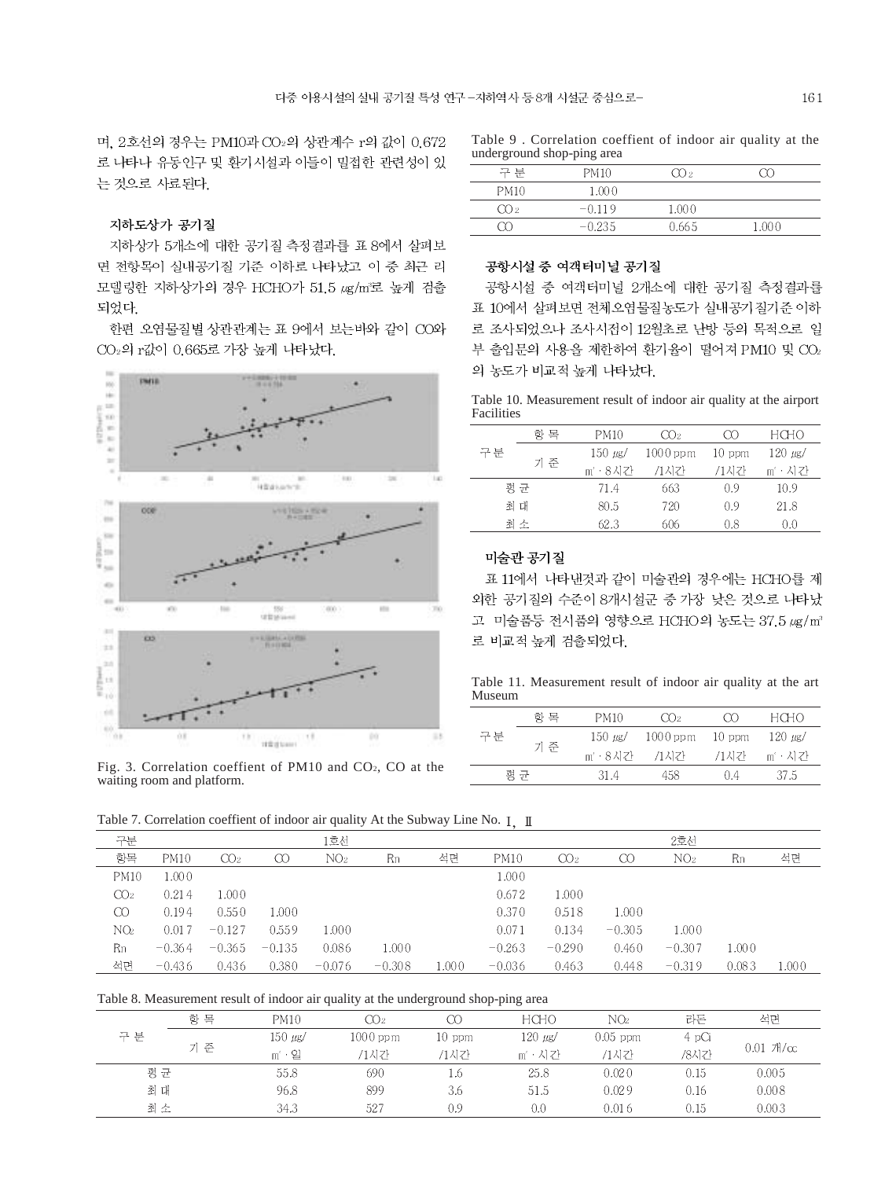며, 2호선의 경우는 PM10과 $CO_2$의 상관계수 r의 값이 0.672로 나타나 유동인구 및 환기시설과 이들이 밀접한 관련성이 있는 것으로 사료된다.

### 지하도상가 공기질

지하상가 5개소에 대한 공기질 측정결과를 표 8에서 살펴보면 전항목이 실내공기질 기준 이하로 나타났고 이 중 최근 리모델링한 지하상가의 경우 HCHO가 51.5 ㎍/m³로 높게 검출되었다.

한편 오염물질별 상관관계는 표 9에서 보는바와 같이 CO와 $CO_2$의 r값이 0.665로 가장 높게 나타났다.

Fig. 3. Correlation coeffient of PM10 and $CO_2$, CO at the waiting room and platform.

Table 9 . Correlation coeffient of indoor air quality at the underground shop-ping area

| 구 분 | PM10 | $CO_2$ | CO |
|---|---|---|---|
| PM10 | 1.000 | | |
| $CO_2$ | −0.119 | 1.000 | |
| CO | −0.235 | 0.665 | 1.000 |

### 공항시설 중 여객터미널 공기질

공항시설 중 여객터미널 2개소에 대한 공기질 측정결과를 표 10에서 살펴보면 전체오염물질농도가 실내공기질기준 이하로 조사되었으나 조사시점이 12월초로 난방 등의 목적으로 일부 출입문의 사용을 제한하여 환기율이 떨어져 PM10 및 $CO_2$의 농도가 비교적 높게 나타났다.

Table 10. Measurement result of indoor air quality at the airport Facilities

| 구 분 | 항 목 | PM10 | $CO_2$ | CO | HCHO |
|---|---|---|---|---|---|
| | 기 준 | 150 ㎍/㎥ · 8시간 | 1000 ppm /1시간 | 10 ppm /1시간 | 120 ㎍/㎥ · 시간 |
| 평 균 | | 71.4 | 663 | 0.9 | 10.9 |
| 최 대 | | 80.5 | 720 | 0.9 | 21.8 |
| 최 소 | | 62.3 | 606 | 0.8 | 0.0 |

### 미술관 공기질

표 11에서 나타낸것과 같이 미술관의 경우에는 HCHO를 제외한 공기질의 수준이 8개시설군 중 가장 낮은 것으로 나타났고 미술품등 전시품의 영향으로 HCHO의 농도는 37.5 ㎍/m³로 비교적 높게 검출되었다.

Table 11. Measurement result of indoor air quality at the art Museum

| 구 분 | 항 목 | PM10 | $CO_2$ | CO | HCHO |
|---|---|---|---|---|---|
| | 기 준 | 150 ㎍/㎥ · 8시간 | 1000 ppm /1시간 | 10 ppm /1시간 | 120 ㎍/㎥ · 시간 |
| 평 균 | | 31.4 | 458 | 0.4 | 37.5 |

Table 7. Correlation coeffient of indoor air quality At the Subway Line No. Ⅰ, Ⅱ

| 구분 | 1호선 | | | | | | 2호선 | | | | | |
|---|---|---|---|---|---|---|---|---|---|---|---|---|
| 항목 | PM10 | $CO_2$ | CO | $NO_2$ | Rn | 석면 | PM10 | $CO_2$ | CO | $NO_2$ | Rn | 석면 |
| PM10 | 1.000 | | | | | | 1.000 | | | | | |
| $CO_2$ | 0.214 | 1.000 | | | | | 0.672 | 1.000 | | | | |
| CO | 0.194 | 0.550 | 1.000 | | | | 0.370 | 0.518 | 1.000 | | | |
| $NO_2$ | 0.017 | −0.127 | 0.559 | 1.000 | | | 0.071 | 0.134 | −0.305 | 1.000 | | |
| Rn | −0.364 | −0.365 | −0.135 | 0.086 | 1.000 | | −0.263 | −0.290 | 0.460 | −0.307 | 1.000 | |
| 석면 | −0.436 | 0.436 | 0.380 | −0.076 | −0.308 | 1.000 | −0.036 | 0.463 | 0.448 | −0.319 | 0.083 | 1.000 |

Table 8. Measurement result of indoor air quality at the underground shop-ping area

| 구 분 | 항 목 | PM10 | $CO_2$ | CO | HCHO | $NO_2$ | 라돈 | 석면 |
|---|---|---|---|---|---|---|---|---|
| | 기 준 | 150 ㎍/㎥ · 일 | 1000 ppm /1시간 | 10 ppm /1시간 | 120 ㎍/㎥ · 시간 | 0.05 ppm /1시간 | 4 pCi /8시간 | 0.01 개/cc |
| 평 균 | | 55.8 | 690 | 1.6 | 25.8 | 0.020 | 0.15 | 0.005 |
| 최 대 | | 96.8 | 899 | 3.6 | 51.5 | 0.029 | 0.16 | 0.008 |
| 최 소 | | 34.3 | 527 | 0.9 | 0.0 | 0.016 | 0.15 | 0.003 |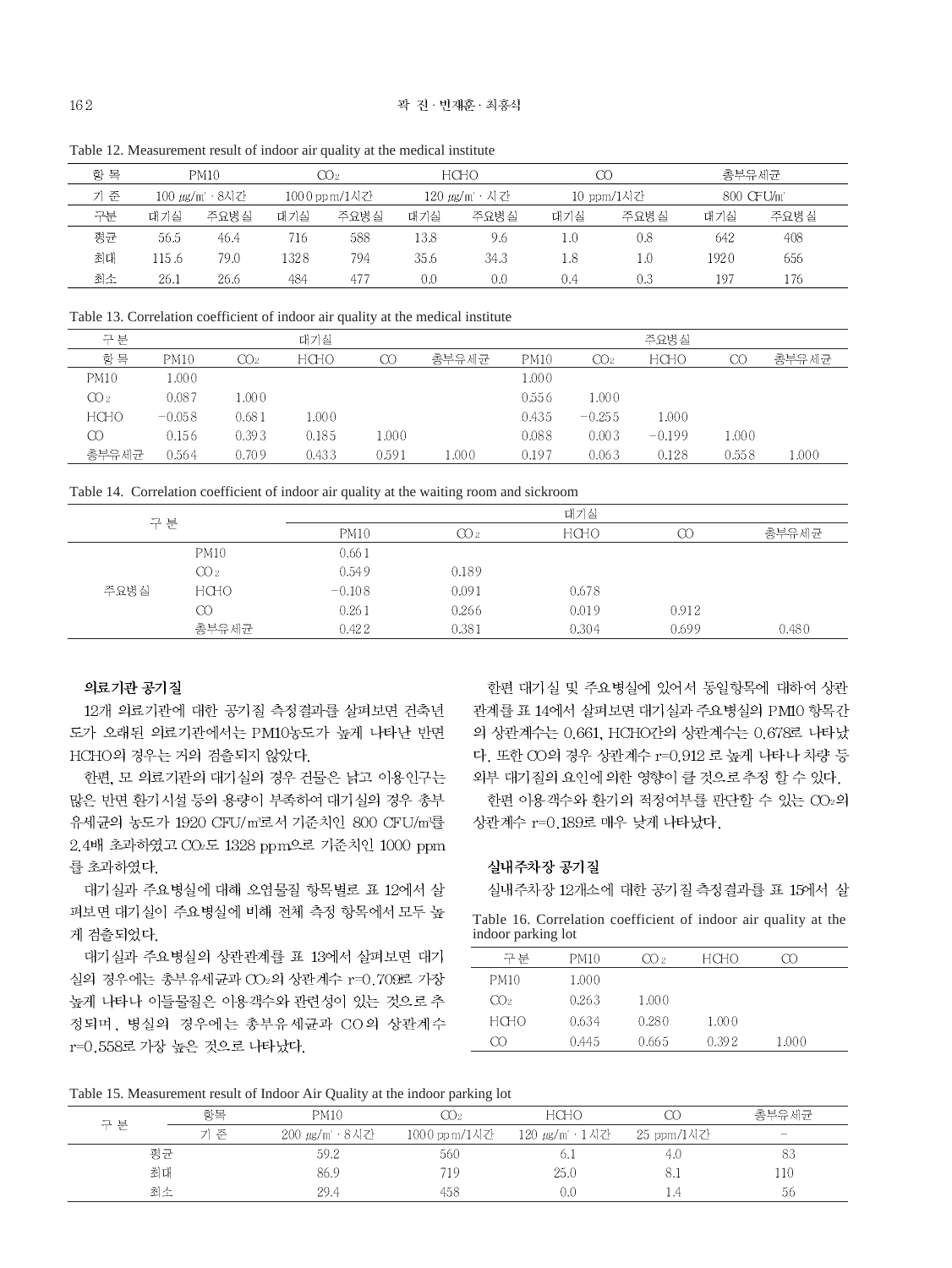Table 12. Measurement result of indoor air quality at the medical institute

| 항 목 | PM10 | | $CO_2$ | | HCHO | | CO | | 총부유세균 | |
|---|---|---|---|---|---|---|---|---|---|---|
| 기 준 | 100 ㎍/㎥ · 8시간 | | 1000 ppm/1시간 | | 120 ㎍/㎥ · 시간 | | 10 ppm/1시간 | | 800 CFU/㎥ | |
| 구분 | 대기실 | 주요병실 | 대기실 | 주요병실 | 대기실 | 주요병실 | 대기실 | 주요병실 | 대기실 | 주요병실 |
| 평균 | 56.5 | 46.4 | 716 | 588 | 13.8 | 9.6 | 1.0 | 0.8 | 642 | 408 |
| 최대 | 115.6 | 79.0 | 1328 | 794 | 35.6 | 34.3 | 1.8 | 1.0 | 1920 | 656 |
| 최소 | 26.1 | 26.6 | 484 | 477 | 0.0 | 0.0 | 0.4 | 0.3 | 197 | 176 |

Table 13. Correlation coefficient of indoor air quality at the medical institute

| 구 분 | 대기실 | | | | | 주요병실 | | | | |
|---|---|---|---|---|---|---|---|---|---|---|
| 항 목 | PM10 | $CO_2$ | HCHO | CO | 총부유세균 | PM10 | $CO_2$ | HCHO | CO | 총부유세균 |
| PM10 | 1.000 | | | | | 1.000 | | | | |
| $CO_2$ | 0.087 | 1.000 | | | | 0.556 | 1.000 | | | |
| HCHO | −0.058 | 0.681 | 1.000 | | | 0.435 | −0.255 | 1.000 | | |
| CO | 0.156 | 0.393 | 0.185 | 1.000 | | 0.088 | 0.003 | −0.199 | 1.000 | |
| 총부유세균 | 0.564 | 0.709 | 0.433 | 0.591 | 1.000 | 0.197 | 0.063 | 0.128 | 0.558 | 1.000 |

Table 14. Correlation coefficient of indoor air quality at the waiting room and sickroom

| 구 분 | | 대기실 | | | | |
|---|---|---|---|---|---|---|
| | | PM10 | $CO_2$ | HCHO | CO | 총부유세균 |
| 주요병실 | PM10 | 0.661 | | | | |
| | $CO_2$ | 0.549 | 0.189 | | | |
| | HCHO | −0.108 | 0.091 | 0.678 | | |
| | CO | 0.261 | 0.266 | 0.019 | 0.912 | |
| | 총부유세균 | 0.422 | 0.381 | 0.304 | 0.699 | 0.480 |

### 의료기관 공기질

12개 의료기관에 대한 공기질 측정결과를 살펴보면 건축년도가 오래된 의료기관에서는 PM10농도가 높게 나타난 반면 HCHO의 경우는 거의 검출되지 않았다.

한편, 모 의료기관의 대기실의 경우 건물은 낡고 이용인구는 많은 반면 환기시설 등의 용량이 부족하여 대기실의 경우 총부유세균의 농도가 1920 CFU/㎥로서 기준치인 800 CFU/㎥를 2.4배 초과하였고 $CO_2$도 1328 ppm으로 기준치인 1000 ppm를 초과하였다.

대기실과 주요병실에 대해 오염물질 항목별로 표 12에서 살펴보면 대기실이 주요병실에 비해 전체 측정 항목에서 모두 높게 검출되었다.

대기실과 주요병실의 상관관계를 표 13에서 살펴보면 대기실의 경우에는 총부유세균과 $CO_2$의 상관계수 r=0.709로 가장 높게 나타나 이들물질은 이용객수와 관련성이 있는 것으로 추정되며, 병실의 경우에는 총부유세균과 CO의 상관계수 r=0.558로 가장 높은 것으로 나타났다.

한편 대기실 및 주요병실에 있어서 동일항목에 대하여 상관관계를 표 14에서 살펴보면 대기실과 주요병실의 PM10 항목간의 상관계수는 0.661, HCHO간의 상관계수는 0.678로 나타났다. 또한 CO의 경우 상관계수 r=0.912 로 높게 나타나 차량 등 외부 대기질의 요인에 의한 영향이 클 것으로 추정 할 수 있다.

한편 이용객수와 환기의 적정여부를 판단할 수 있는 $CO_2$의 상관계수 r=0.189로 매우 낮게 나타났다.

### 실내주차장 공기질

실내주차장 12개소에 대한 공기질 측정결과를 표 15에서 살

Table 16. Correlation coefficient of indoor air quality at the indoor parking lot

| 구 분 | PM10 | $CO_2$ | HCHO | CO |
|---|---|---|---|---|
| PM10 | 1.000 | | | |
| $CO_2$ | 0.263 | 1.000 | | |
| HCHO | 0.634 | 0.280 | 1.000 | |
| CO | 0.445 | 0.665 | 0.392 | 1.000 |

Table 15. Measurement result of Indoor Air Quality at the indoor parking lot

| 구 분 | 항목 | PM10 | $CO_2$ | HCHO | CO | 총부유세균 |
|---|---|---|---|---|---|---|
| | 기 준 | 200 ㎍/㎥ · 8시간 | 1000 ppm/1시간 | 120 ㎍/㎥ · 1시간 | 25 ppm/1시간 | − |
| 평균 | | 59.2 | 560 | 6.1 | 4.0 | 83 |
| 최대 | | 86.9 | 719 | 25.0 | 8.1 | 110 |
| 최소 | | 29.4 | 458 | 0.0 | 1.4 | 56 |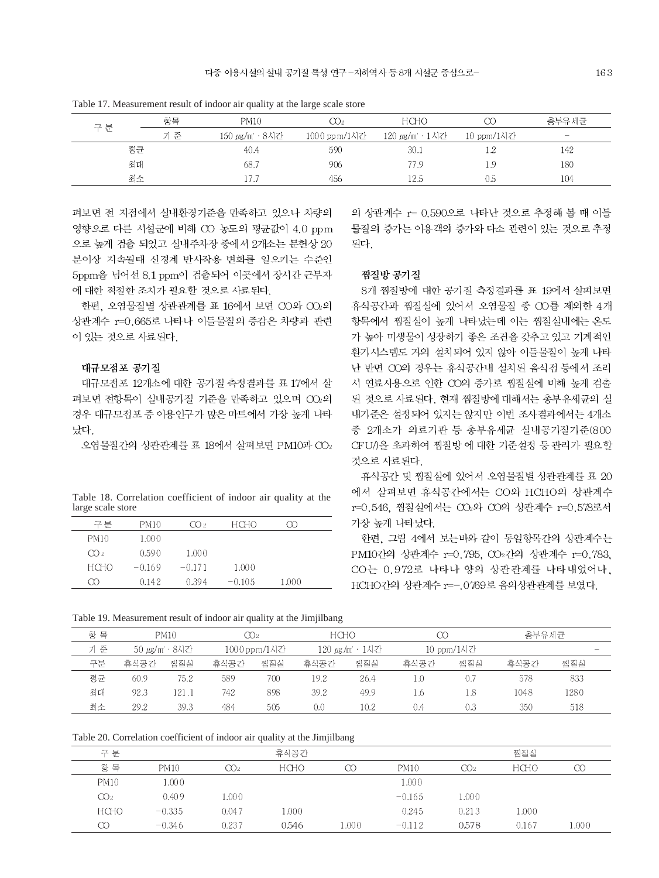Table 17. Measurement result of indoor air quality at the large scale store

| 구 분 | 항목 | PM10 | $CO_2$ | HCHO | CO | 총부유세균 |
|---|---|---|---|---|---|---|
| | 기 준 | 150 ㎍/㎥ · 8시간 | 1000 ppm/1시간 | 120 ㎍/㎥ · 1시간 | 10 ppm/1시간 | – |
| 평균 | | 40.4 | 590 | 30.1 | 1.2 | 142 |
| 최대 | | 68.7 | 906 | 77.9 | 1.9 | 180 |
| 최소 | | 17.7 | 456 | 12.5 | 0.5 | 104 |

펴보면 전 지점에서 실내환경기준을 만족하고 있으나 차량의 영향으로 다른 시설군에 비해 CO 농도의 평균값이 4.0 ppm으로 높게 검출 되었고 실내주차장 중에서 2개소는 문헌상 20분이상 지속될때 신경계 반사작용 변화를 일으키는 수준인 5ppm을 넘어선 8.1 ppm이 검출되어 이곳에서 장시간 근무자에 대한 적절한 조치가 필요할 것으로 사료된다.

한편, 오염물질별 상관관계를 표 16에서 보면 CO와 $CO_2$의 상관계수 r=0.665로 나타나 이들물질의 증감은 차량과 관련이 있는 것으로 사료된다.

### 대규모점포 공기질

대규모점포 12개소에 대한 공기질 측정결과를 표 17에서 살펴보면 전항목이 실내공기질 기준을 만족하고 있으며 $CO_2$의 경우 대규모점포 중 이용인구가 많은 마트에서 가장 높게 나타났다.

오염물질간의 상관관계를 표 18에서 살펴보면 PM10과 $CO_2$의 상관계수 r= 0.590으로 나타난 것으로 추정해 볼 때 이들 물질의 증가는 이용객의 증가와 다소 관련이 있는 것으로 추정된다.

Table 18. Correlation coefficient of indoor air quality at the large scale store

| 구분 | PM10 | $CO_2$ | HCHO | CO |
|---|---|---|---|---|
| PM10 | 1.000 | | | |
| $CO_2$ | 0.590 | 1.000 | | |
| HCHO | −0.169 | −0.171 | 1.000 | |
| CO | 0.142 | 0.394 | −0.105 | 1.000 |

### 찜질방 공기질

8개 찜질방에 대한 공기질 측정결과를 표 19에서 살펴보면 휴식공간과 찜질실에 있어서 오염물질 중 CO를 제외한 4개 항목에서 찜질실이 높게 나타났는데 이는 찜질실내에는 온도가 높아 미생물이 성장하기 좋은 조건을 갖추고 있고 기계적인 환기시스템도 거의 설치되어 있지 않아 이들물질이 높게 나타난 반면 CO의 경우는 휴식공간내 설치된 음식점 등에서 조리시 연료사용으로 인한 CO의 증가로 찜질실에 비해 높게 검출된 것으로 사료된다. 현재 찜질방에 대해서는 총부유세균의 실내기준은 설정되어 있지는 않지만 이번 조사결과에서는 4개소 중 2개소가 의료기관 등 총부유세균 실내공기질기준(800 CFU/㎥)을 초과하여 찜질방에 대한 기준설정 등 관리가 필요할 것으로 사료된다.

휴식공간 및 찜질실에 있어서 오염물질별 상관관계를 표 20에서 살펴보면 휴식공간에서는 CO와 HCHO의 상관계수 r=0.546, 찜질실에서는 $CO_2$와 CO의 상관계수 r=0.578로서 가장 높게 나타났다.

한편, 그림 4에서 보는바와 같이 동일항목간의 상관계수는 PM10간의 상관계수 r=0.795, $CO_2$간의 상관계수 r=0.783, CO는 0.972로 나타나 양의 상관관계를 나타내었어나, HCHO간의 상관계수 r=−.0769로 음의상관관계를 보였다.

Table 19. Measurement result of indoor air quality at the Jimjilbang

| 항 목 | PM10 | | $CO_2$ | | HCHO | | CO | | 총부유세균 | |
|---|---|---|---|---|---|---|---|---|---|---|
| 기 준 | 50 ㎍/㎥ · 8시간 | | 1000 ppm/1시간 | | 120 ㎍/㎥ · 1시간 | | 10 ppm/1시간 | | – | |
| 구분 | 휴식공간 | 찜질실 | 휴식공간 | 찜질실 | 휴식공간 | 찜질실 | 휴식공간 | 찜질실 | 휴식공간 | 찜질실 |
| 평균 | 60.9 | 75.2 | 589 | 700 | 19.2 | 26.4 | 1.0 | 0.7 | 578 | 833 |
| 최대 | 92.3 | 121.1 | 742 | 898 | 39.2 | 49.9 | 1.6 | 1.8 | 1048 | 1280 |
| 최소 | 29.2 | 39.3 | 484 | 505 | 0.0 | 10.2 | 0.4 | 0.3 | 350 | 518 |

Table 20. Correlation coefficient of indoor air quality at the Jimjilbang

| 구 분 | 휴식공간 | | | | 찜질실 | | | |
|---|---|---|---|---|---|---|---|---|
| 항 목 | PM10 | $CO_2$ | HCHO | CO | PM10 | $CO_2$ | HCHO | CO |
| PM10 | 1.000 | | | | 1.000 | | | |
| $CO_2$ | 0.409 | 1.000 | | | −0.165 | 1.000 | | |
| HCHO | −0.335 | 0.047 | 1.000 | | 0.245 | 0.213 | 1.000 | |
| CO | −0.346 | 0.237 | 0.546 | 1.000 | −0.112 | 0.578 | 0.167 | 1.000 |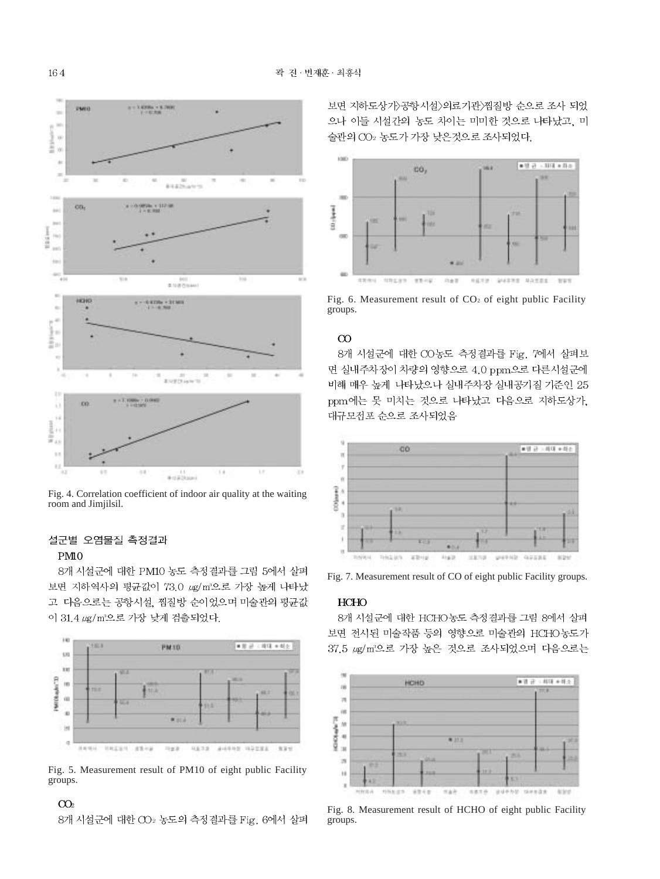Fig. 4. Correlation coefficient of indoor air quality at the waiting room and Jimjilsil.

### 설군별 오염물질 측정결과

#### PM10

8개 시설군에 대한 PM10 농도 측정결과를 그림 5에서 살펴보면 지하역사의 평균값이 73.0 ㎍/㎥으로 가장 높게 나타났고 다음으로는 공항시설, 찜질방 순이었으며 미술관의 평균값이 31.4 ㎍/㎥으로 가장 낮게 검출되었다.

Fig. 5. Measurement result of PM10 of eight public Facility groups.

#### $CO_2$

8개 시설군에 대한 $CO_2$ 농도의 측정결과를 Fig. 6에서 살펴보면 지하도상가>공항시설>의료기관>찜질방 순으로 조사 되었으나 이들 시설간의 농도 차이는 미미한 것으로 나타났고, 미술관의 $CO_2$ 농도가 가장 낮은것으로 조사되었다.

Fig. 6. Measurement result of $CO_2$ of eight public Facility groups.

#### CO

8개 시설군에 대한 CO농도 측정결과를 Fig. 7에서 살펴보면 실내주차장이 차량의 영향으로 4.0 ppm으로 다른시설군에 비해 매우 높게 나타났으나 실내주차장 실내공기질 기준인 25 ppm에는 못 미치는 것으로 나타났고 다음으로 지하도상가, 대규모점포 순으로 조사되었음

Fig. 7. Measurement result of CO of eight public Facility groups.

#### HCHO

8개 시설군에 대한 HCHO농도 측정결과를 그림 8에서 살펴보면 전시된 미술작품 등의 영향으로 미술관의 HCHO농도가 37.5 ㎍/㎥으로 가장 높은 것으로 조사되었으며 다음으로는

Fig. 8. Measurement result of HCHO of eight public Facility groups.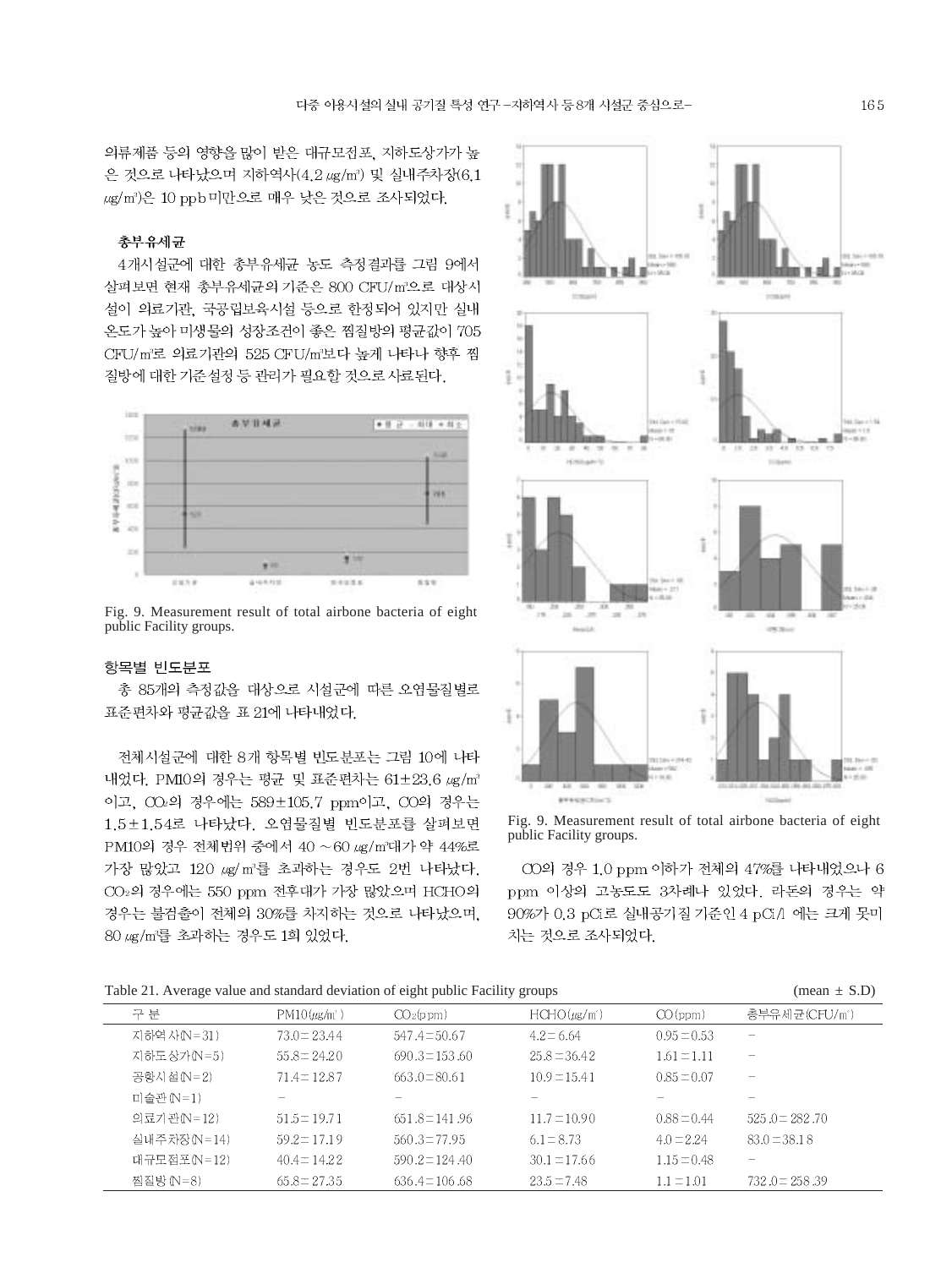의류제품 등의 영향을 많이 받은 대규모점포, 지하도상가가 높은 것으로 나타났으며 지하역사(4.2 ㎍/m³) 및 실내주차장(6.1 ㎍/m³)은 10 ppb 미만으로 매우 낮은 것으로 조사되었다.

### 총부유세균

4개시설군에 대한 총부유세균 농도 측정결과를 그림 9에서 살펴보면 현재 총부유세균의 기준은 800 CFU/m³으로 대상시설이 의료기관, 국공립보육시설 등으로 한정되어 있지만 실내온도가 높아 미생물의 성장조건이 좋은 찜질방의 평균값이 705 CFU/m³로 의료기관의 525 CFU/m³보다 높게 나타나 향후 찜질방에 대한 기준설정 등 관리가 필요할 것으로 사료된다.

Fig. 9. Measurement result of total airbone bacteria of eight public Facility groups.

### 항목별 빈도분포

총 85개의 측정값을 대상으로 시설군에 따른 오염물질별로 표준편차와 평균값을 표 21에 나타내었다.

전체시설군에 대한 8개 항목별 빈도분포는 그림 10에 나타내었다. PM10의 경우는 평균 및 표준편차는 61±23.6 ㎍/m³이고, $CO_2$의 경우에는 589±105.7 ppm이고, CO의 경우는 1.5±1.54로 나타났다. 오염물질별 빈도분포를 살펴보면 PM10의 경우 전체범위 중에서 40～60 ㎍/m³대가 약 44%로 가장 많았고 120 ㎍/m³를 초과하는 경우도 2번 나타났다. $CO_2$의 경우에는 550 ppm 전후대가 가장 많았으며 HCHO의 경우는 불검출이 전체의 30%를 차지하는 것으로 나타났으며, 80 ㎍/m³를 초과하는 경우도 1회 있었다.

Fig. 9. Measurement result of total airbone bacteria of eight public Facility groups.

CO의 경우 1.0 ppm 이하가 전체의 47%를 나타내었으나 6 ppm 이상의 고농도도 3차례나 있었다. 라돈의 경우는 약 90%가 0.3 pCi로 실내공기질 기준인 4 pCi/l 에는 크게 못미치는 것으로 조사되었다.

Table 21. Average value and standard deviation of eight public Facility groups (mean ± S.D)

| 구 분 | PM10(㎍/m³) | $CO_2$(ppm) | HCHO(㎍/m³) | CO(ppm) | 총부유세균(CFU/m³) |
|---|---|---|---|---|---|
| 지하역사(N=31) | 73.0±23.44 | 547.4±50.67 | 4.2±6.64 | 0.95±0.53 | − |
| 지하도상가(N=5) | 55.8±24.20 | 690.3±153.60 | 25.8±36.42 | 1.61±1.11 | − |
| 공항시설(N=2) | 71.4±12.87 | 663.0±80.61 | 10.9±15.41 | 0.85±0.07 | − |
| 미술관(N=1) | − | − | − | − | − |
| 의료기관(N=12) | 51.5±19.71 | 651.8±141.96 | 11.7±10.90 | 0.88±0.44 | 525.0±282.70 |
| 실내주차장(N=14) | 59.2±17.19 | 560.3±77.95 | 6.1±8.73 | 4.0±2.24 | 83.0±38.18 |
| 대규모점포(N=12) | 40.4±14.22 | 590.2±124.40 | 30.1±17.66 | 1.15±0.48 | − |
| 찜질방(N=8) | 65.8±27.35 | 636.4±106.68 | 23.5±7.48 | 1.1±1.01 | 732.0±258.39 |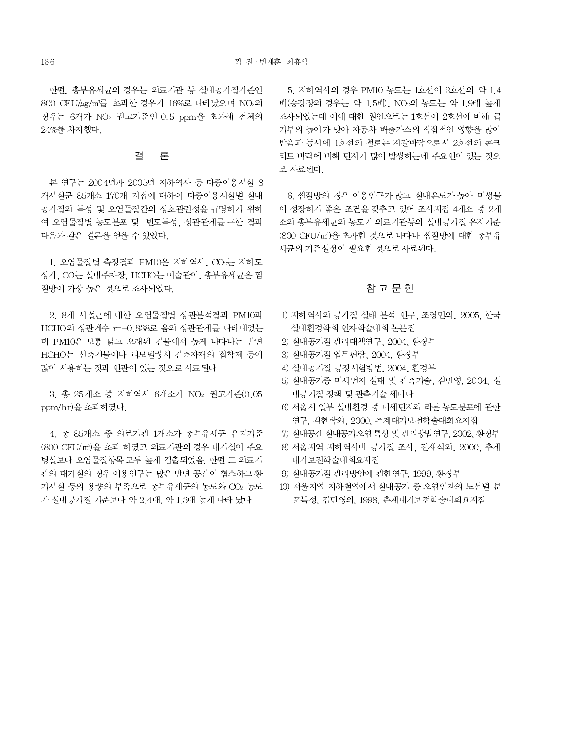한편, 총부유세균의 경우는 의료기관 등 실내공기질기준인 800 CFU/μg/m³를 초과한 경우가 16%로 나타났으며 $NO_2$의 경우는 6개가 $NO_2$ 권고기준인 0.5 ppm을 초과해 전체의 24%를 차지했다.

## 결 론

본 연구는 2004년과 2005년 지하역사 등 다중이용시설 8개시설군 85개소 170개 지점에 대하여 다중이용시설별 실내공기질의 특성 및 오염물질간의 상호관련성을 규명하기 위하여 오염물질별 농도분포 및 빈도특성, 상관관계를 구한 결과 다음과 같은 결론을 얻을 수 있었다.

1. 오염물질별 측정결과 PM10은 지하역사, $CO_2$는 지하도상가, CO는 실내주차장, HCHO는 미술관이, 총부유세균은 찜질방이 가장 높은 것으로 조사되었다.

2. 8개 시설군에 대한 오염물질별 상관분석결과 PM10과 HCHO의 상관계수 r=-0.838로 음의 상관관계를 나타내었는데 PM10은 보통 낡고 오래된 건물에서 높게 나타나는 반면 HCHO는 신축건물이나 리모델링시 건축자재의 접착제 등에 많이 사용하는 것과 연관이 있는 것으로 사료된다

3. 총 25개소 중 지하역사 6개소가 $NO_2$ 권고기준(0.05 ppm/hr)을 초과하였다.

4. 총 85개소 중 의료기관 1개소가 총부유세균 유지기준(800 CFU/m³)을 초과 하였고 의료기관의 경우 대기실이 주요 병실보다 오염물질항목 모두 높게 검출되었음. 한편 모 의료기관의 대기실의 경우 이용인구는 많은 반면 공간이 협소하고 환기시설 등의 용량의 부족으로 총부유세균의 농도와 $CO_2$ 농도가 실내공기질 기준보다 약 2.4배, 약 1.3배 높게 나타 났다.

5. 지하역사의 경우 PM10 농도는 1호선이 2호선의 약 1.4배(승강장의 경우는 약 1.5배), $NO_2$의 농도는 약 1.9배 높게 조사되었는데 이에 대한 원인으로는 1호선이 2호선에 비해 급기부의 높이가 낮아 자동차 배출가스의 직접적인 영향을 많이 받음과 동시에 1호선의 철로는 자갈바닥으로서 2호선의 콘크리트 바닥에 비해 먼지가 많이 발생하는데 주요인이 있는 것으로 사료된다.

6. 찜질방의 경우 이용인구가 많고 실내온도가 높아 미생물이 성장하기 좋은 조건을 갖추고 있어 조사지점 4개소 중 2개소의 총부유세균의 농도가 의료기관등의 실내공기질 유지기준(800 CFU/m³)을 초과한 것으로 나타나 찜질방에 대한 총부유세균의 기준설정이 필요한 것으로 사료된다.

## 참 고 문 헌

1) 지하역사의 공기질 실태 분석 연구, 조영민외, 2005, 한국실내환경학회 연차학술대회 논문집
2) 실내공기질 관리대책연구, 2004, 환경부
3) 실내공기질 업무편람, 2004, 환경부
4) 실내공기질 공정시험방법, 2004, 환경부
5) 실내공기중 미세먼지 실태 및 관측기술, 김민영, 2004, 실내공기질 정책 및 관측기술 세미나
6) 서울시 일부 실내환경 중 미세먼지와 라돈 농도분포에 관한 연구, 김현탁외, 2000, 추계대기보전학술대회요지집
7) 실내공간 실내공기오염 특성 및 관리방법연구, 2002, 환경부
8) 서울지역 지하역사내 공기질 조사, 전재식외, 2000, 추계대기보전학술대회요지집
9) 실내공기질 관리방안에 관한연구, 1999, 환경부
10) 서울지역 지하철역에서 실내공기 중 오염인자의 노선별 분포특성, 김민영외, 1998, 춘계대기보전학술대회요지집